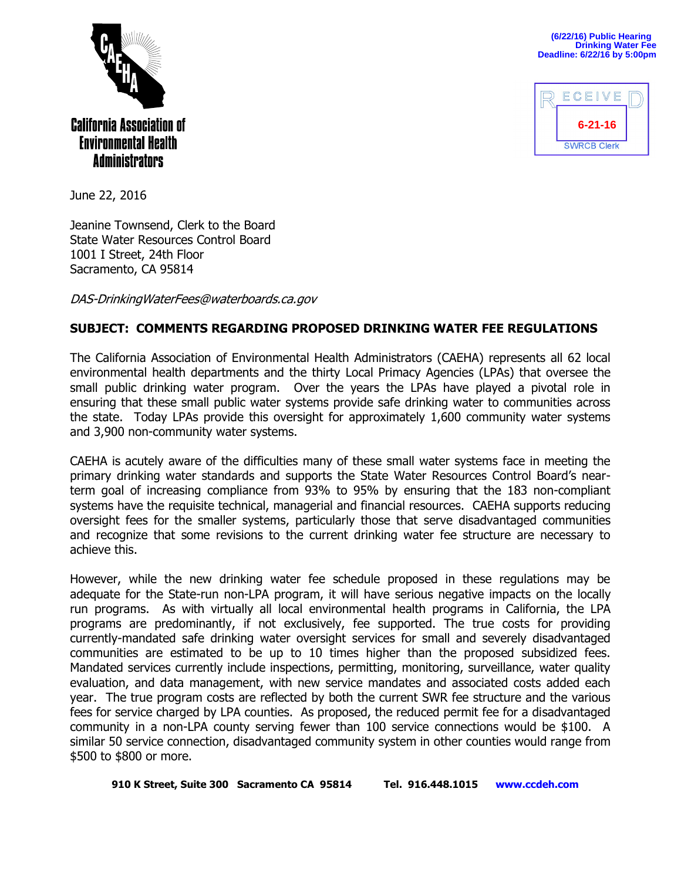California Association of Environmental Health Administrators

(6/22/16) Public Hearing
Drinking Water Fee
Deadline: 6/22/16 by 5:00pm

RECEIVED
6-21-16
SWRCB Clerk

June 22, 2016

Jeanine Townsend, Clerk to the Board
State Water Resources Control Board
1001 I Street, 24th Floor
Sacramento, CA 95814

*DAS-DrinkingWaterFees@waterboards.ca.gov*

**SUBJECT: COMMENTS REGARDING PROPOSED DRINKING WATER FEE REGULATIONS**

The California Association of Environmental Health Administrators (CAEHA) represents all 62 local environmental health departments and the thirty Local Primacy Agencies (LPAs) that oversee the small public drinking water program. Over the years the LPAs have played a pivotal role in ensuring that these small public water systems provide safe drinking water to communities across the state. Today LPAs provide this oversight for approximately 1,600 community water systems and 3,900 non-community water systems.

CAEHA is acutely aware of the difficulties many of these small water systems face in meeting the primary drinking water standards and supports the State Water Resources Control Board's near-term goal of increasing compliance from 93% to 95% by ensuring that the 183 non-compliant systems have the requisite technical, managerial and financial resources. CAEHA supports reducing oversight fees for the smaller systems, particularly those that serve disadvantaged communities and recognize that some revisions to the current drinking water fee structure are necessary to achieve this.

However, while the new drinking water fee schedule proposed in these regulations may be adequate for the State-run non-LPA program, it will have serious negative impacts on the locally run programs. As with virtually all local environmental health programs in California, the LPA programs are predominantly, if not exclusively, fee supported. The true costs for providing currently-mandated safe drinking water oversight services for small and severely disadvantaged communities are estimated to be up to 10 times higher than the proposed subsidized fees. Mandated services currently include inspections, permitting, monitoring, surveillance, water quality evaluation, and data management, with new service mandates and associated costs added each year. The true program costs are reflected by both the current SWR fee structure and the various fees for service charged by LPA counties. As proposed, the reduced permit fee for a disadvantaged community in a non-LPA county serving fewer than 100 service connections would be $100. A similar 50 service connection, disadvantaged community system in other counties would range from $500 to $800 or more.

910 K Street, Suite 300 Sacramento CA 95814 Tel. 916.448.1015 www.ccdeh.com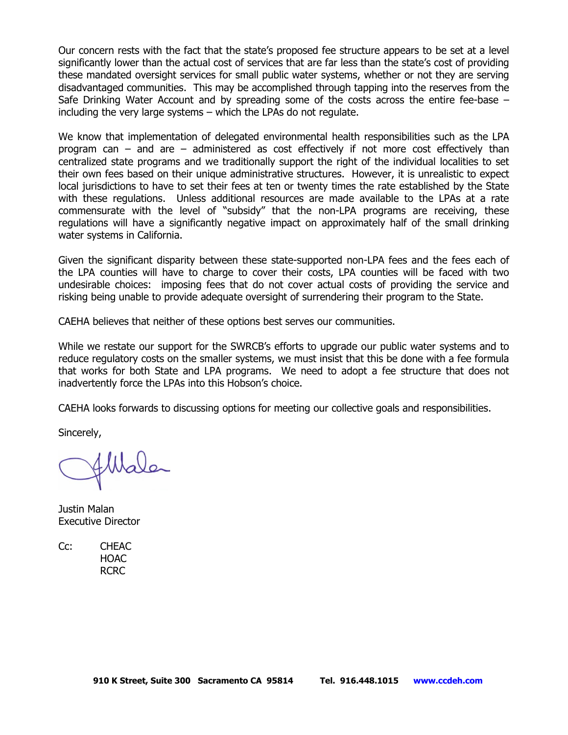Our concern rests with the fact that the state's proposed fee structure appears to be set at a level significantly lower than the actual cost of services that are far less than the state's cost of providing these mandated oversight services for small public water systems, whether or not they are serving disadvantaged communities. This may be accomplished through tapping into the reserves from the Safe Drinking Water Account and by spreading some of the costs across the entire fee-base – including the very large systems – which the LPAs do not regulate.

We know that implementation of delegated environmental health responsibilities such as the LPA program can – and are – administered as cost effectively if not more cost effectively than centralized state programs and we traditionally support the right of the individual localities to set their own fees based on their unique administrative structures. However, it is unrealistic to expect local jurisdictions to have to set their fees at ten or twenty times the rate established by the State with these regulations. Unless additional resources are made available to the LPAs at a rate commensurate with the level of "subsidy" that the non-LPA programs are receiving, these regulations will have a significantly negative impact on approximately half of the small drinking water systems in California.

Given the significant disparity between these state-supported non-LPA fees and the fees each of the LPA counties will have to charge to cover their costs, LPA counties will be faced with two undesirable choices: imposing fees that do not cover actual costs of providing the service and risking being unable to provide adequate oversight of surrendering their program to the State.

CAEHA believes that neither of these options best serves our communities.

While we restate our support for the SWRCB's efforts to upgrade our public water systems and to reduce regulatory costs on the smaller systems, we must insist that this be done with a fee formula that works for both State and LPA programs. We need to adopt a fee structure that does not inadvertently force the LPAs into this Hobson's choice.

CAEHA looks forwards to discussing options for meeting our collective goals and responsibilities.

Sincerely,

Justin Malan
Executive Director

Cc: CHEAC
HOAC
RCRC

**910 K Street, Suite 300 Sacramento CA 95814 Tel. 916.448.1015 www.ccdeh.com**